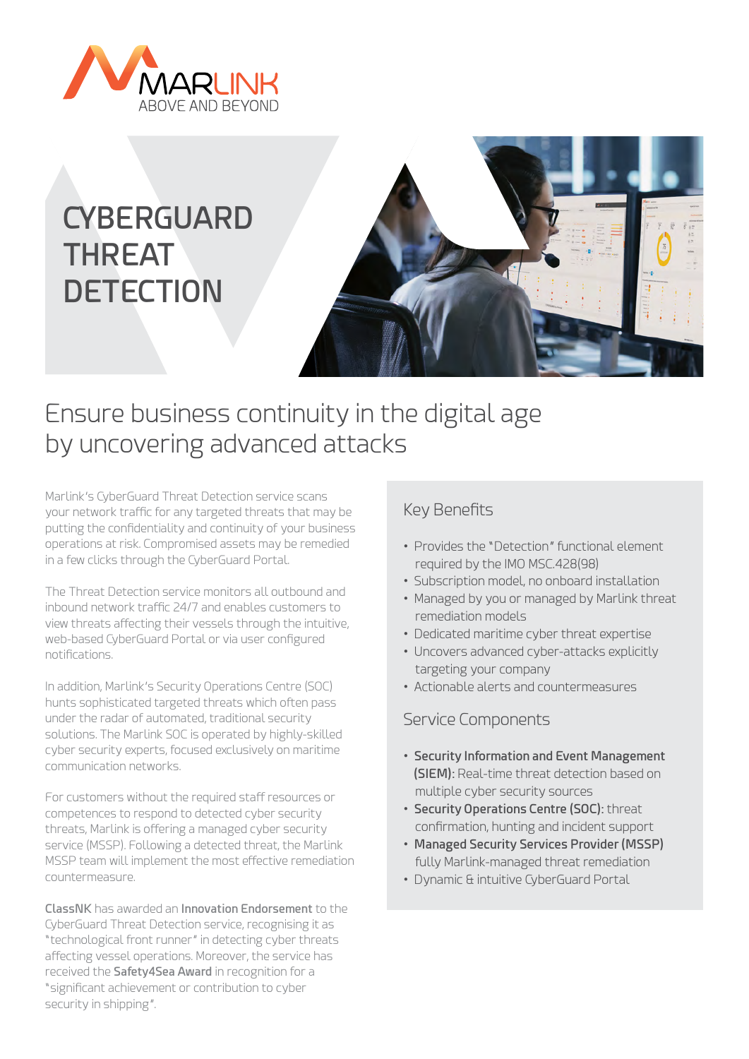MARLINK
ABOVE AND BEYOND

# CYBERGUARD THREAT DETECTION

## Ensure business continuity in the digital age by uncovering advanced attacks

Marlink's CyberGuard Threat Detection service scans your network traffic for any targeted threats that may be putting the confidentiality and continuity of your business operations at risk. Compromised assets may be remedied in a few clicks through the CyberGuard Portal.

The Threat Detection service monitors all outbound and inbound network traffic 24/7 and enables customers to view threats affecting their vessels through the intuitive, web-based CyberGuard Portal or via user configured notifications.

In addition, Marlink's Security Operations Centre (SOC) hunts sophisticated targeted threats which often pass under the radar of automated, traditional security solutions. The Marlink SOC is operated by highly-skilled cyber security experts, focused exclusively on maritime communication networks.

For customers without the required staff resources or competences to respond to detected cyber security threats, Marlink is offering a managed cyber security service (MSSP). Following a detected threat, the Marlink MSSP team will implement the most effective remediation countermeasure.

**ClassNK** has awarded an **Innovation Endorsement** to the CyberGuard Threat Detection service, recognising it as "technological front runner" in detecting cyber threats affecting vessel operations. Moreover, the service has received the **Safety4Sea Award** in recognition for a "significant achievement or contribution to cyber security in shipping".

### Key Benefits

- Provides the "Detection" functional element required by the IMO MSC.428(98)
- Subscription model, no onboard installation
- Managed by you or managed by Marlink threat remediation models
- Dedicated maritime cyber threat expertise
- Uncovers advanced cyber-attacks explicitly targeting your company
- Actionable alerts and countermeasures

### Service Components

- **Security Information and Event Management (SIEM):** Real-time threat detection based on multiple cyber security sources
- **Security Operations Centre (SOC):** threat confirmation, hunting and incident support
- **Managed Security Services Provider (MSSP)** fully Marlink-managed threat remediation
- Dynamic & intuitive CyberGuard Portal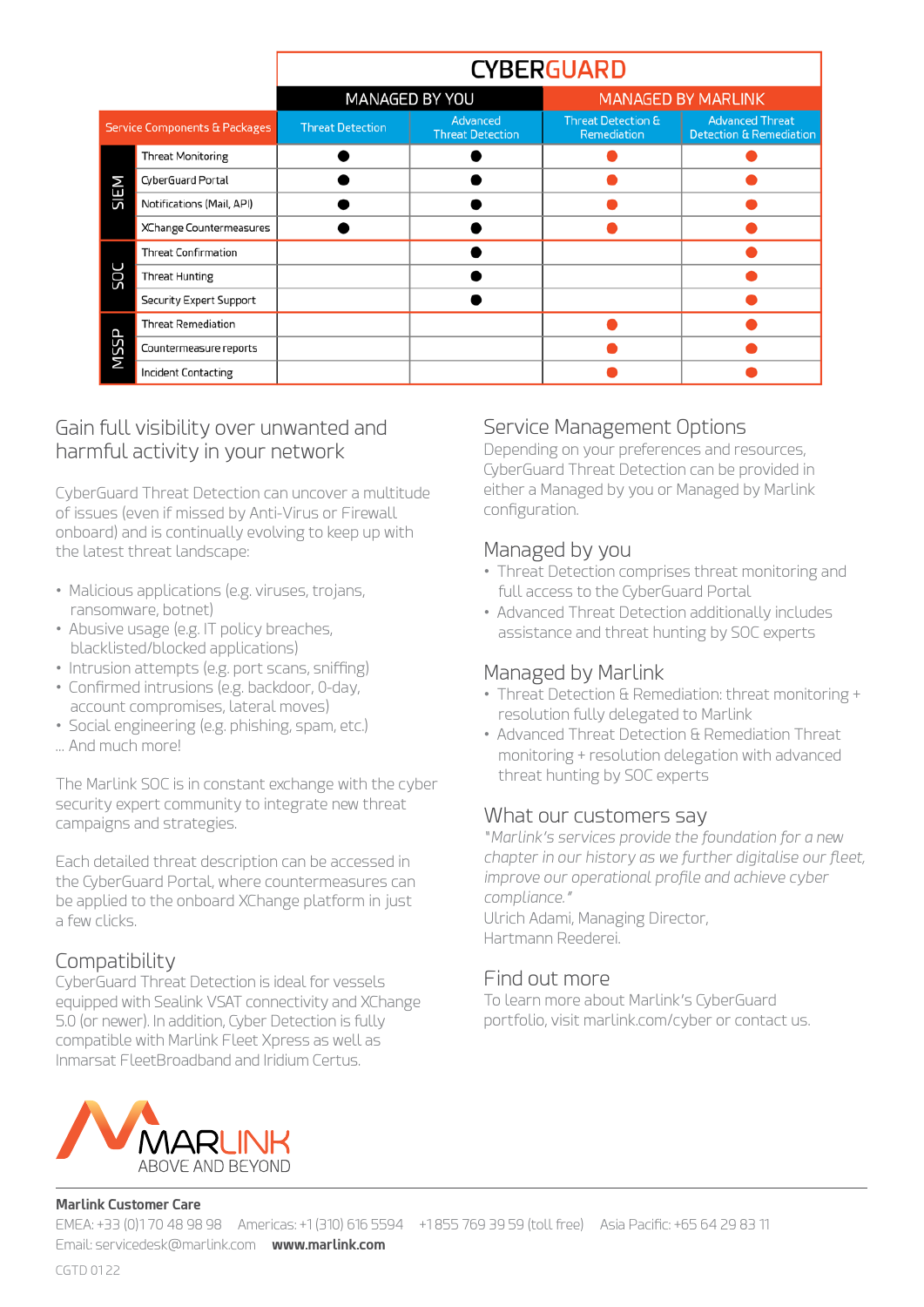| | | CYBERGUARD | | | |
|---|---|---|---|---|---|
| | | MANAGED BY YOU | | MANAGED BY MARLINK | |
| Service Components & Packages | | Threat Detection | Advanced Threat Detection | Threat Detection & Remediation | Advanced Threat Detection & Remediation |
| SIEM | Threat Monitoring | ● | ● | ● | ● |
| | CyberGuard Portal | ● | ● | ● | ● |
| | Notifications (Mail, API) | ● | ● | ● | ● |
| | XChange Countermeasures | ● | ● | ● | ● |
| SOC | Threat Confirmation | | ● | | ● |
| | Threat Hunting | | ● | | ● |
| | Security Expert Support | | ● | | ● |
| MSSP | Threat Remediation | | | ● | ● |
| | Countermeasure reports | | | ● | ● |
| | Incident Contacting | | | ● | ● |

## Gain full visibility over unwanted and harmful activity in your network

CyberGuard Threat Detection can uncover a multitude of issues (even if missed by Anti-Virus or Firewall onboard) and is continually evolving to keep up with the latest threat landscape:

- Malicious applications (e.g. viruses, trojans, ransomware, botnet)
- Abusive usage (e.g. IT policy breaches, blacklisted/blocked applications)
- Intrusion attempts (e.g. port scans, sniffing)
- Confirmed intrusions (e.g. backdoor, 0-day, account compromises, lateral moves)
- Social engineering (e.g. phishing, spam, etc.)

... And much more!

The Marlink SOC is in constant exchange with the cyber security expert community to integrate new threat campaigns and strategies.

Each detailed threat description can be accessed in the CyberGuard Portal, where countermeasures can be applied to the onboard XChange platform in just a few clicks.

## Compatibility

CyberGuard Threat Detection is ideal for vessels equipped with Sealink VSAT connectivity and XChange 5.0 (or newer). In addition, Cyber Detection is fully compatible with Marlink Fleet Xpress as well as Inmarsat FleetBroadband and Iridium Certus.

## Service Management Options

Depending on your preferences and resources, CyberGuard Threat Detection can be provided in either a Managed by you or Managed by Marlink configuration.

## Managed by you

- Threat Detection comprises threat monitoring and full access to the CyberGuard Portal
- Advanced Threat Detection additionally includes assistance and threat hunting by SOC experts

## Managed by Marlink

- Threat Detection & Remediation: threat monitoring + resolution fully delegated to Marlink
- Advanced Threat Detection & Remediation Threat monitoring + resolution delegation with advanced threat hunting by SOC experts

## What our customers say

*"Marlink's services provide the foundation for a new chapter in our history as we further digitalise our fleet, improve our operational profile and achieve cyber compliance."*

Ulrich Adami, Managing Director,
Hartmann Reederei.

## Find out more

To learn more about Marlink's CyberGuard portfolio, visit marlink.com/cyber or contact us.

MARLINK
ABOVE AND BEYOND

**Marlink Customer Care**

EMEA: +33 (0)1 70 48 98 98 Americas: +1 (310) 616 5594 +1 855 769 39 59 (toll free) Asia Pacific: +65 64 29 83 11

Email: servicedesk@marlink.com **www.marlink.com**

CGTD 01 22